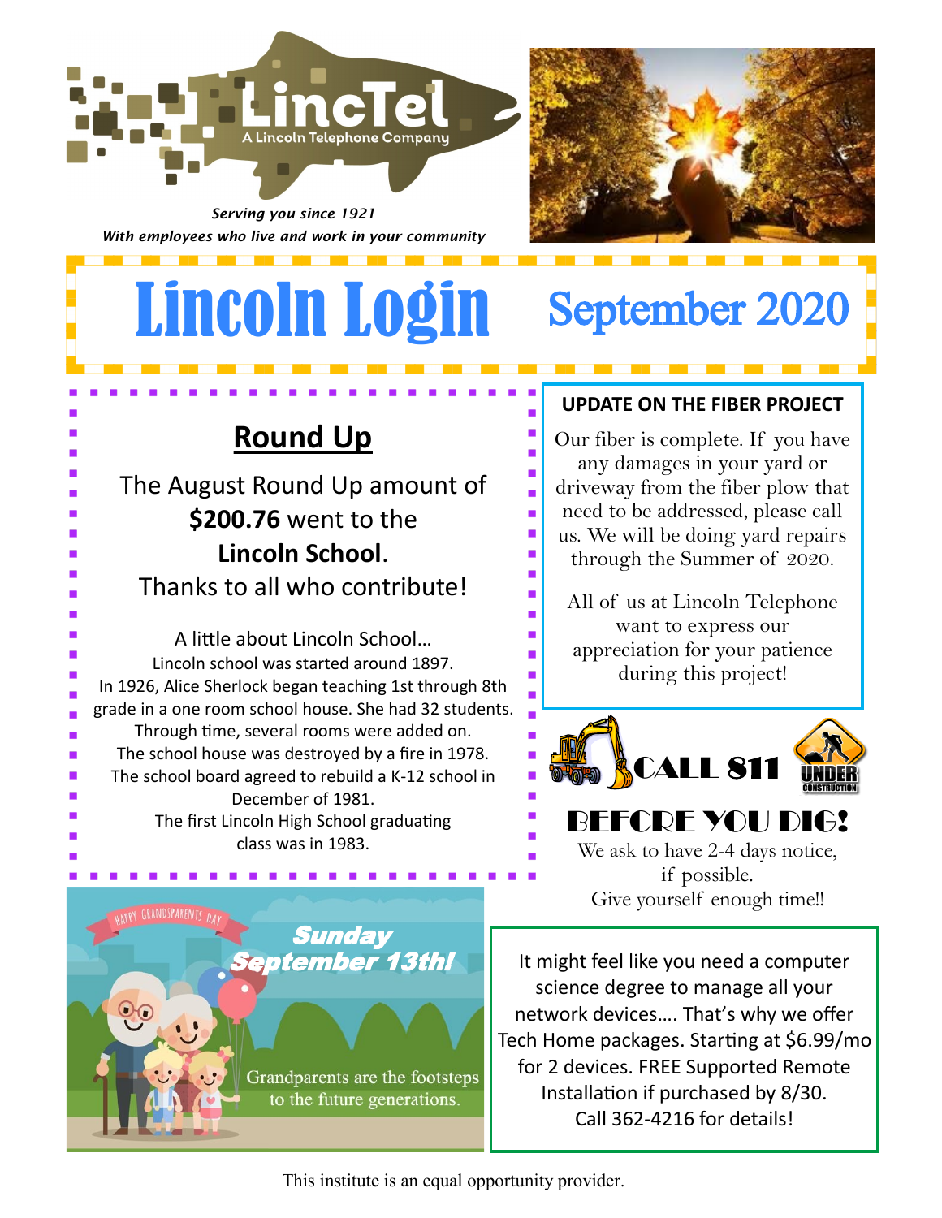LincTel

A Lincoln Telephone Company

*Serving you since 1921*

*With employees who live and work in your community*

# Lincoln Login September 2020

## Round Up

The August Round Up amount of **$200.76** went to the **Lincoln School**.

Thanks to all who contribute!

A little about Lincoln School…

Lincoln school was started around 1897.

In 1926, Alice Sherlock began teaching 1st through 8th grade in a one room school house. She had 32 students.

Through time, several rooms were added on.

The school house was destroyed by a fire in 1978.

The school board agreed to rebuild a K-12 school in December of 1981.

The first Lincoln High School graduating class was in 1983.

## UPDATE ON THE FIBER PROJECT

Our fiber is complete. If you have any damages in your yard or driveway from the fiber plow that need to be addressed, please call us. We will be doing yard repairs through the Summer of 2020.

All of us at Lincoln Telephone want to express our appreciation for your patience during this project!

## CALL 811 BEFORE YOU DIG!

UNDER CONSTRUCTION

We ask to have 2-4 days notice, if possible.

Give yourself enough time!!

HAPPY GRANDPARENTS DAY

***Sunday September 13th!***

Grandparents are the footsteps to the future generations.

It might feel like you need a computer science degree to manage all your network devices…. That's why we offer Tech Home packages. Starting at $6.99/mo for 2 devices. FREE Supported Remote Installation if purchased by 8/30. Call 362-4216 for details!

This institute is an equal opportunity provider.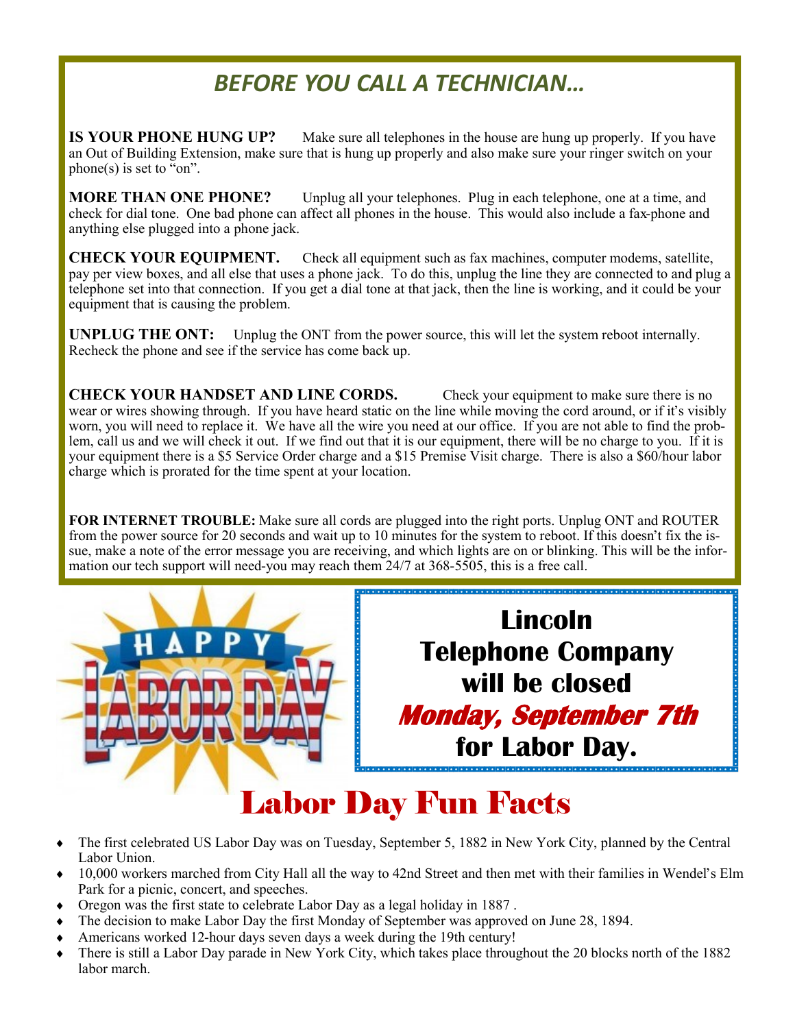## *BEFORE YOU CALL A TECHNICIAN…*

**IS YOUR PHONE HUNG UP?** Make sure all telephones in the house are hung up properly. If you have an Out of Building Extension, make sure that is hung up properly and also make sure your ringer switch on your phone(s) is set to "on".

**MORE THAN ONE PHONE?** Unplug all your telephones. Plug in each telephone, one at a time, and check for dial tone. One bad phone can affect all phones in the house. This would also include a fax-phone and anything else plugged into a phone jack.

**CHECK YOUR EQUIPMENT.** Check all equipment such as fax machines, computer modems, satellite, pay per view boxes, and all else that uses a phone jack. To do this, unplug the line they are connected to and plug a telephone set into that connection. If you get a dial tone at that jack, then the line is working, and it could be your equipment that is causing the problem.

**UNPLUG THE ONT:** Unplug the ONT from the power source, this will let the system reboot internally. Recheck the phone and see if the service has come back up.

**CHECK YOUR HANDSET AND LINE CORDS.** Check your equipment to make sure there is no wear or wires showing through. If you have heard static on the line while moving the cord around, or if it's visibly worn, you will need to replace it. We have all the wire you need at our office. If you are not able to find the problem, call us and we will check it out. If we find out that it is our equipment, there will be no charge to you. If it is your equipment there is a $5 Service Order charge and a $15 Premise Visit charge. There is also a $60/hour labor charge which is prorated for the time spent at your location.

**FOR INTERNET TROUBLE:** Make sure all cords are plugged into the right ports. Unplug ONT and ROUTER from the power source for 20 seconds and wait up to 10 minutes for the system to reboot. If this doesn't fix the issue, make a note of the error message you are receiving, and which lights are on or blinking. This will be the information our tech support will need-you may reach them 24/7 at 368-5505, this is a free call.

HAPPY LABOR DAY

**Lincoln Telephone Company will be closed *Monday, September 7th* for Labor Day.**

# Labor Day Fun Facts

- The first celebrated US Labor Day was on Tuesday, September 5, 1882 in New York City, planned by the Central Labor Union.
- 10,000 workers marched from City Hall all the way to 42nd Street and then met with their families in Wendel's Elm Park for a picnic, concert, and speeches.
- Oregon was the first state to celebrate Labor Day as a legal holiday in 1887 .
- The decision to make Labor Day the first Monday of September was approved on June 28, 1894.
- Americans worked 12-hour days seven days a week during the 19th century!
- There is still a Labor Day parade in New York City, which takes place throughout the 20 blocks north of the 1882 labor march.